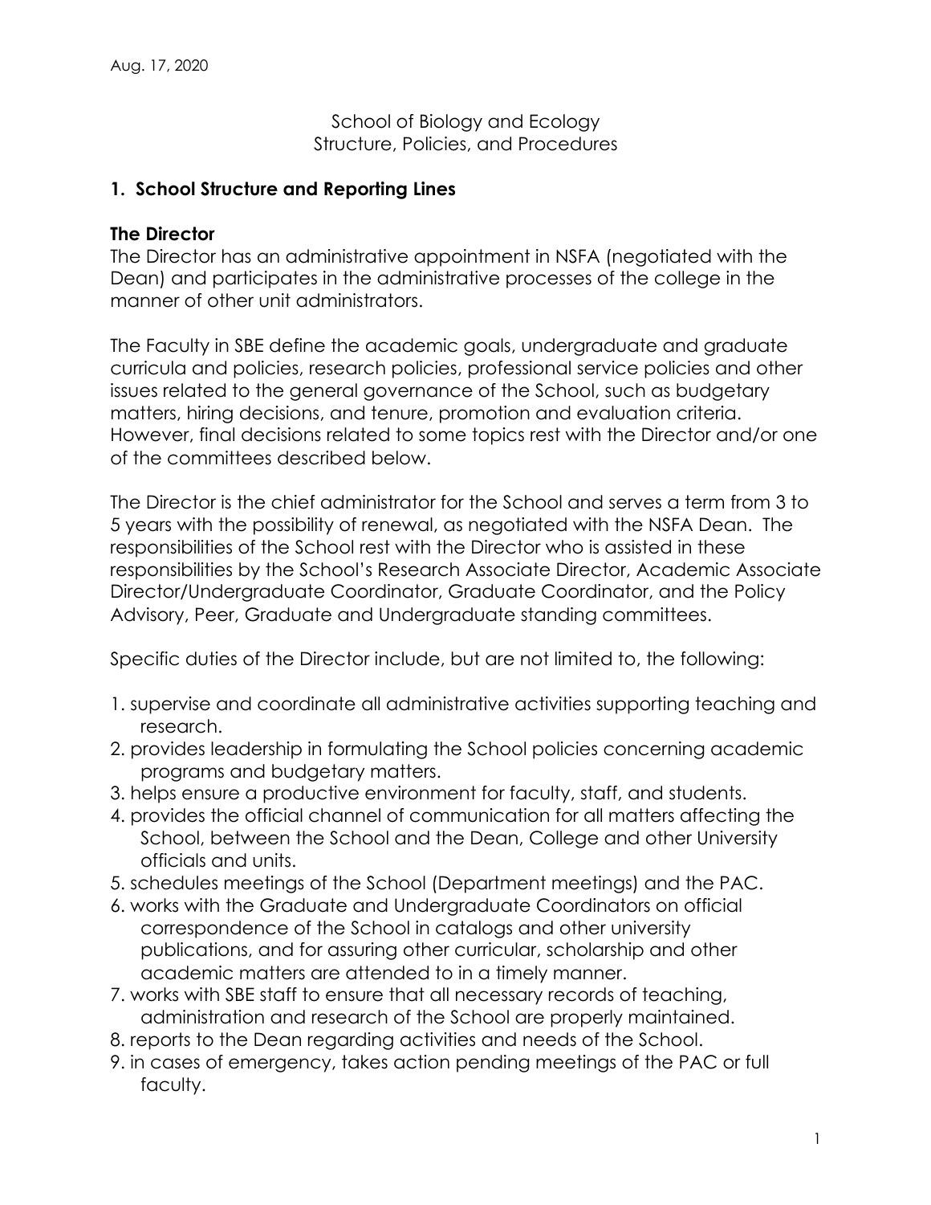Aug. 17, 2020

School of Biology and Ecology
Structure, Policies, and Procedures

## 1. School Structure and Reporting Lines

### The Director

The Director has an administrative appointment in NSFA (negotiated with the Dean) and participates in the administrative processes of the college in the manner of other unit administrators.

The Faculty in SBE define the academic goals, undergraduate and graduate curricula and policies, research policies, professional service policies and other issues related to the general governance of the School, such as budgetary matters, hiring decisions, and tenure, promotion and evaluation criteria. However, final decisions related to some topics rest with the Director and/or one of the committees described below.

The Director is the chief administrator for the School and serves a term from 3 to 5 years with the possibility of renewal, as negotiated with the NSFA Dean. The responsibilities of the School rest with the Director who is assisted in these responsibilities by the School's Research Associate Director, Academic Associate Director/Undergraduate Coordinator, Graduate Coordinator, and the Policy Advisory, Peer, Graduate and Undergraduate standing committees.

Specific duties of the Director include, but are not limited to, the following:

1. supervise and coordinate all administrative activities supporting teaching and research.
2. provides leadership in formulating the School policies concerning academic programs and budgetary matters.
3. helps ensure a productive environment for faculty, staff, and students.
4. provides the official channel of communication for all matters affecting the School, between the School and the Dean, College and other University officials and units.
5. schedules meetings of the School (Department meetings) and the PAC.
6. works with the Graduate and Undergraduate Coordinators on official correspondence of the School in catalogs and other university publications, and for assuring other curricular, scholarship and other academic matters are attended to in a timely manner.
7. works with SBE staff to ensure that all necessary records of teaching, administration and research of the School are properly maintained.
8. reports to the Dean regarding activities and needs of the School.
9. in cases of emergency, takes action pending meetings of the PAC or full faculty.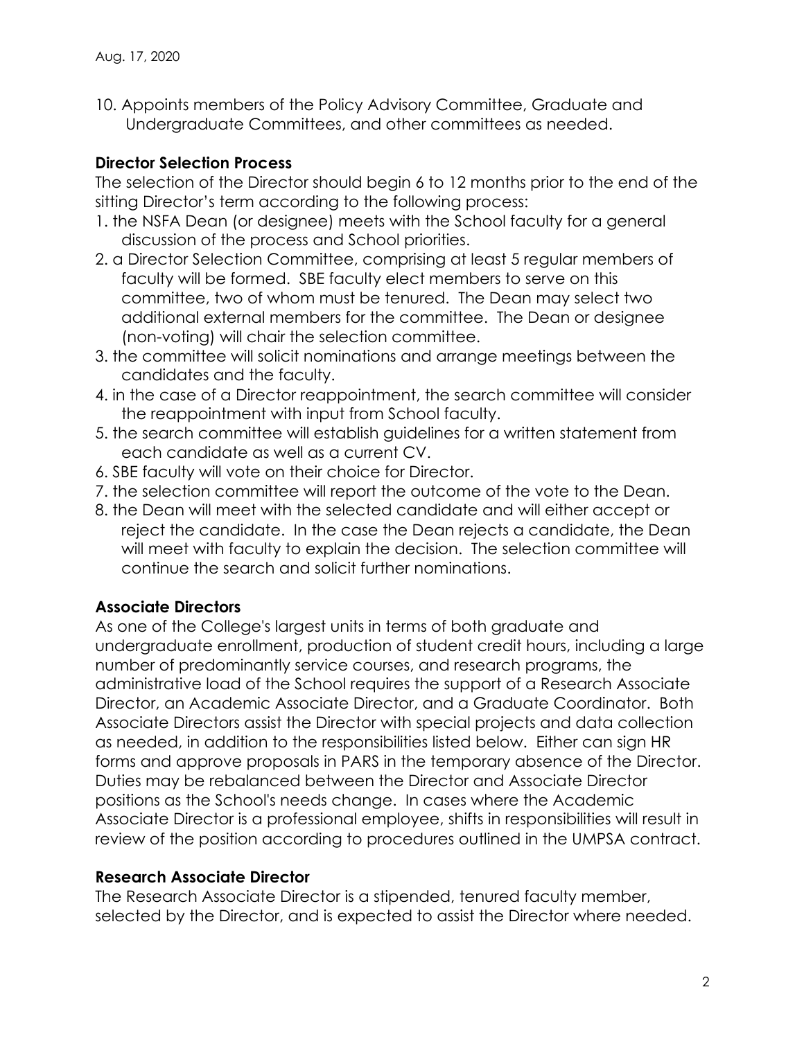Aug. 17, 2020

10. Appoints members of the Policy Advisory Committee, Graduate and Undergraduate Committees, and other committees as needed.

**Director Selection Process**

The selection of the Director should begin 6 to 12 months prior to the end of the sitting Director's term according to the following process:

1. the NSFA Dean (or designee) meets with the School faculty for a general discussion of the process and School priorities.
2. a Director Selection Committee, comprising at least 5 regular members of faculty will be formed. SBE faculty elect members to serve on this committee, two of whom must be tenured. The Dean may select two additional external members for the committee. The Dean or designee (non-voting) will chair the selection committee.
3. the committee will solicit nominations and arrange meetings between the candidates and the faculty.
4. in the case of a Director reappointment, the search committee will consider the reappointment with input from School faculty.
5. the search committee will establish guidelines for a written statement from each candidate as well as a current CV.
6. SBE faculty will vote on their choice for Director.
7. the selection committee will report the outcome of the vote to the Dean.
8. the Dean will meet with the selected candidate and will either accept or reject the candidate. In the case the Dean rejects a candidate, the Dean will meet with faculty to explain the decision. The selection committee will continue the search and solicit further nominations.

**Associate Directors**

As one of the College's largest units in terms of both graduate and undergraduate enrollment, production of student credit hours, including a large number of predominantly service courses, and research programs, the administrative load of the School requires the support of a Research Associate Director, an Academic Associate Director, and a Graduate Coordinator. Both Associate Directors assist the Director with special projects and data collection as needed, in addition to the responsibilities listed below. Either can sign HR forms and approve proposals in PARS in the temporary absence of the Director. Duties may be rebalanced between the Director and Associate Director positions as the School's needs change. In cases where the Academic Associate Director is a professional employee, shifts in responsibilities will result in review of the position according to procedures outlined in the UMPSA contract.

**Research Associate Director**

The Research Associate Director is a stipended, tenured faculty member, selected by the Director, and is expected to assist the Director where needed.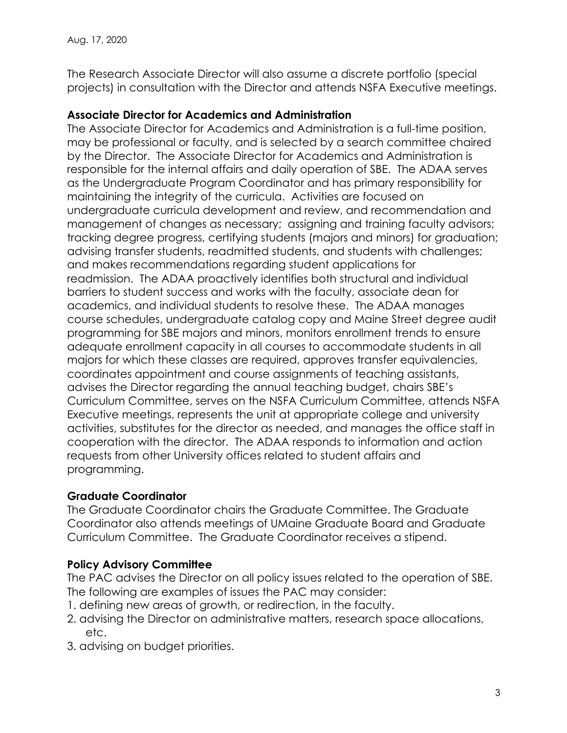The Research Associate Director will also assume a discrete portfolio (special projects) in consultation with the Director and attends NSFA Executive meetings.

**Associate Director for Academics and Administration**

The Associate Director for Academics and Administration is a full-time position, may be professional or faculty, and is selected by a search committee chaired by the Director. The Associate Director for Academics and Administration is responsible for the internal affairs and daily operation of SBE. The ADAA serves as the Undergraduate Program Coordinator and has primary responsibility for maintaining the integrity of the curricula. Activities are focused on undergraduate curricula development and review, and recommendation and management of changes as necessary; assigning and training faculty advisors; tracking degree progress, certifying students (majors and minors) for graduation; advising transfer students, readmitted students, and students with challenges; and makes recommendations regarding student applications for readmission. The ADAA proactively identifies both structural and individual barriers to student success and works with the faculty, associate dean for academics, and individual students to resolve these. The ADAA manages course schedules, undergraduate catalog copy and Maine Street degree audit programming for SBE majors and minors, monitors enrollment trends to ensure adequate enrollment capacity in all courses to accommodate students in all majors for which these classes are required, approves transfer equivalencies, coordinates appointment and course assignments of teaching assistants, advises the Director regarding the annual teaching budget, chairs SBE's Curriculum Committee, serves on the NSFA Curriculum Committee, attends NSFA Executive meetings, represents the unit at appropriate college and university activities, substitutes for the director as needed, and manages the office staff in cooperation with the director. The ADAA responds to information and action requests from other University offices related to student affairs and programming.

**Graduate Coordinator**

The Graduate Coordinator chairs the Graduate Committee. The Graduate Coordinator also attends meetings of UMaine Graduate Board and Graduate Curriculum Committee. The Graduate Coordinator receives a stipend.

**Policy Advisory Committee**

The PAC advises the Director on all policy issues related to the operation of SBE. The following are examples of issues the PAC may consider:

1. defining new areas of growth, or redirection, in the faculty.
2. advising the Director on administrative matters, research space allocations, etc.
3. advising on budget priorities.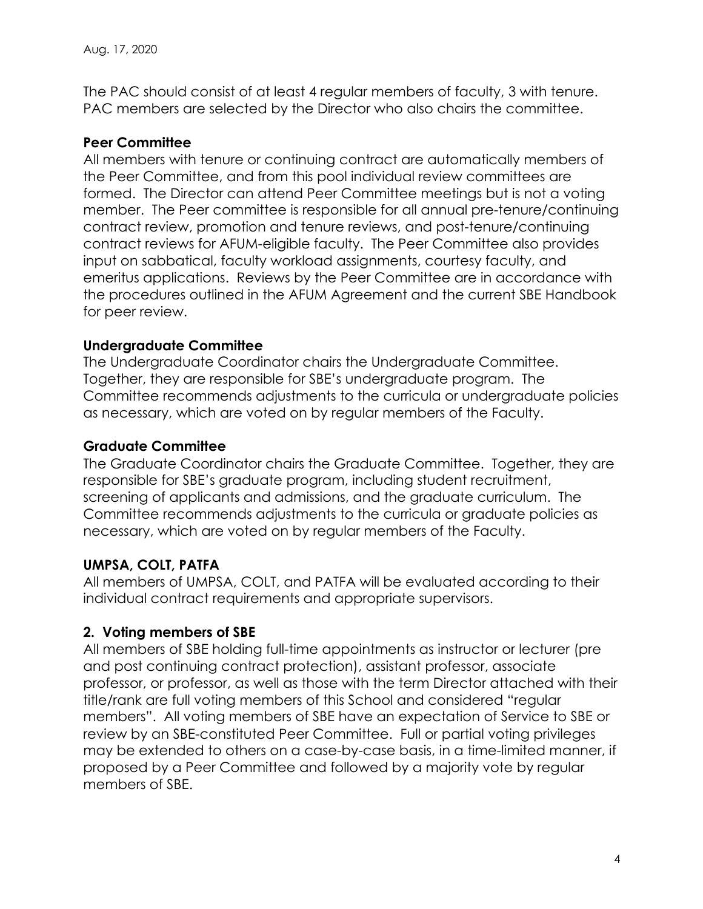The PAC should consist of at least 4 regular members of faculty, 3 with tenure. PAC members are selected by the Director who also chairs the committee.

**Peer Committee**

All members with tenure or continuing contract are automatically members of the Peer Committee, and from this pool individual review committees are formed. The Director can attend Peer Committee meetings but is not a voting member. The Peer committee is responsible for all annual pre-tenure/continuing contract review, promotion and tenure reviews, and post-tenure/continuing contract reviews for AFUM-eligible faculty. The Peer Committee also provides input on sabbatical, faculty workload assignments, courtesy faculty, and emeritus applications. Reviews by the Peer Committee are in accordance with the procedures outlined in the AFUM Agreement and the current SBE Handbook for peer review.

**Undergraduate Committee**

The Undergraduate Coordinator chairs the Undergraduate Committee. Together, they are responsible for SBE's undergraduate program. The Committee recommends adjustments to the curricula or undergraduate policies as necessary, which are voted on by regular members of the Faculty.

**Graduate Committee**

The Graduate Coordinator chairs the Graduate Committee. Together, they are responsible for SBE's graduate program, including student recruitment, screening of applicants and admissions, and the graduate curriculum. The Committee recommends adjustments to the curricula or graduate policies as necessary, which are voted on by regular members of the Faculty.

**UMPSA, COLT, PATFA**

All members of UMPSA, COLT, and PATFA will be evaluated according to their individual contract requirements and appropriate supervisors.

## 2. Voting members of SBE

All members of SBE holding full-time appointments as instructor or lecturer (pre and post continuing contract protection), assistant professor, associate professor, or professor, as well as those with the term Director attached with their title/rank are full voting members of this School and considered "regular members". All voting members of SBE have an expectation of Service to SBE or review by an SBE-constituted Peer Committee. Full or partial voting privileges may be extended to others on a case-by-case basis, in a time-limited manner, if proposed by a Peer Committee and followed by a majority vote by regular members of SBE.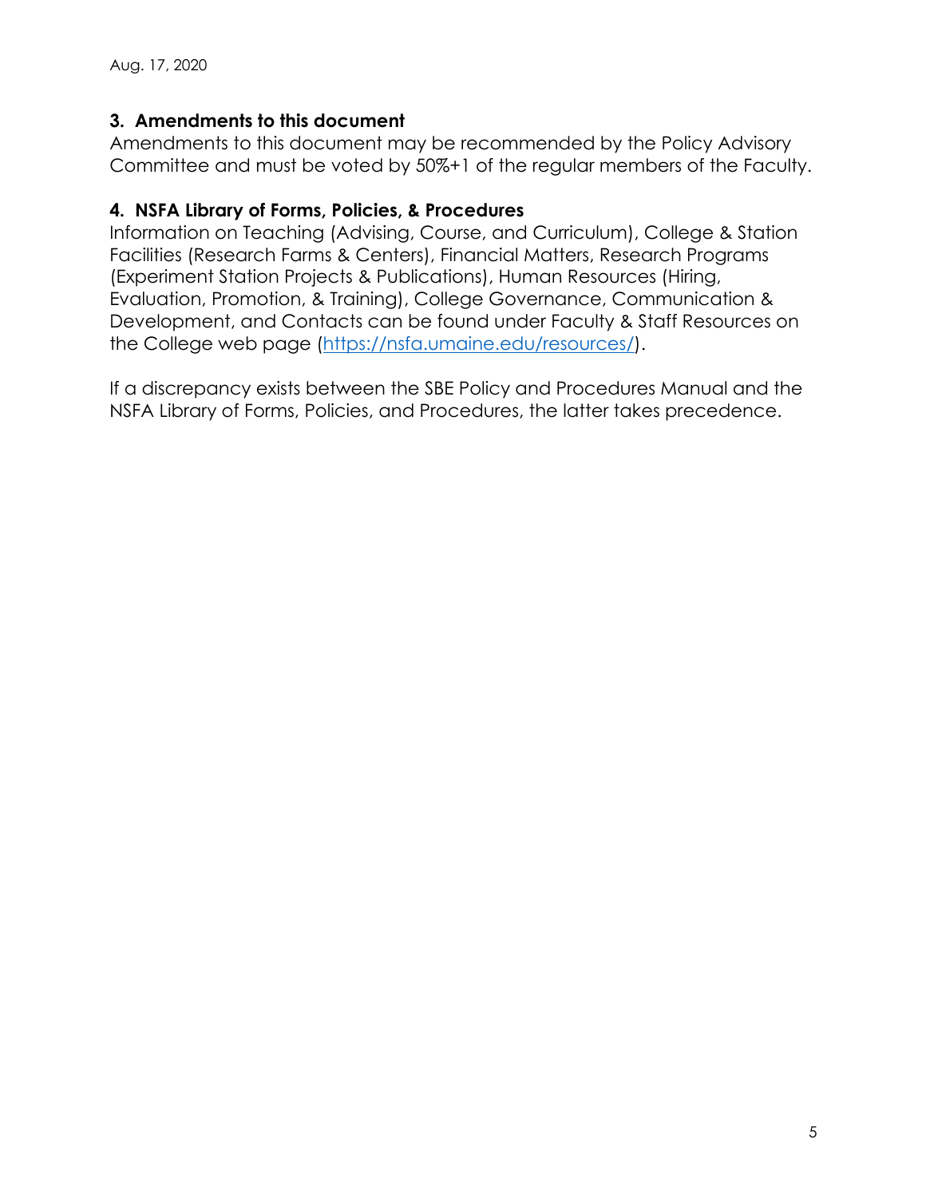## 3. Amendments to this document

Amendments to this document may be recommended by the Policy Advisory Committee and must be voted by 50%+1 of the regular members of the Faculty.

## 4. NSFA Library of Forms, Policies, & Procedures

Information on Teaching (Advising, Course, and Curriculum), College & Station Facilities (Research Farms & Centers), Financial Matters, Research Programs (Experiment Station Projects & Publications), Human Resources (Hiring, Evaluation, Promotion, & Training), College Governance, Communication & Development, and Contacts can be found under Faculty & Staff Resources on the College web page (https://nsfa.umaine.edu/resources/).

If a discrepancy exists between the SBE Policy and Procedures Manual and the NSFA Library of Forms, Policies, and Procedures, the latter takes precedence.